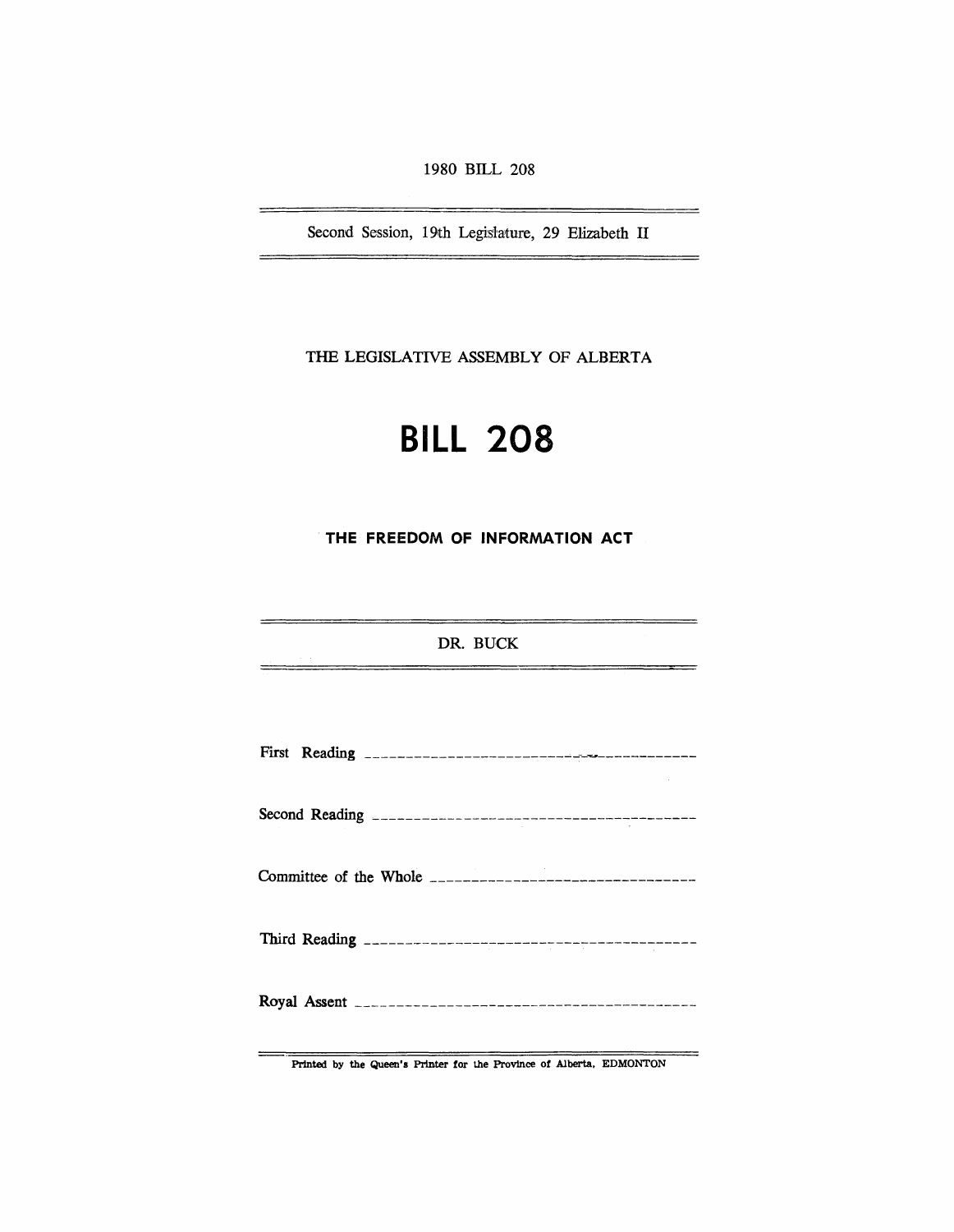1980 BILL 208

Second Session, 19th Legislature, 29 Elizabeth II

THE LEGISLATIVE ASSEMBLY OF ALBERTA

# BILL 208

## THE FREEDOM OF INFORMATION ACT

DR. BUCK

First Reading ---------------------------------------

Second Reading ---------------------------------------

Committee of the Whole ---------------------------------------

Third Reading ---------------------------------------

Royal Assent ---------------------------------------

Printed by the Queen's Printer for the Province of Alberta, EDMONTON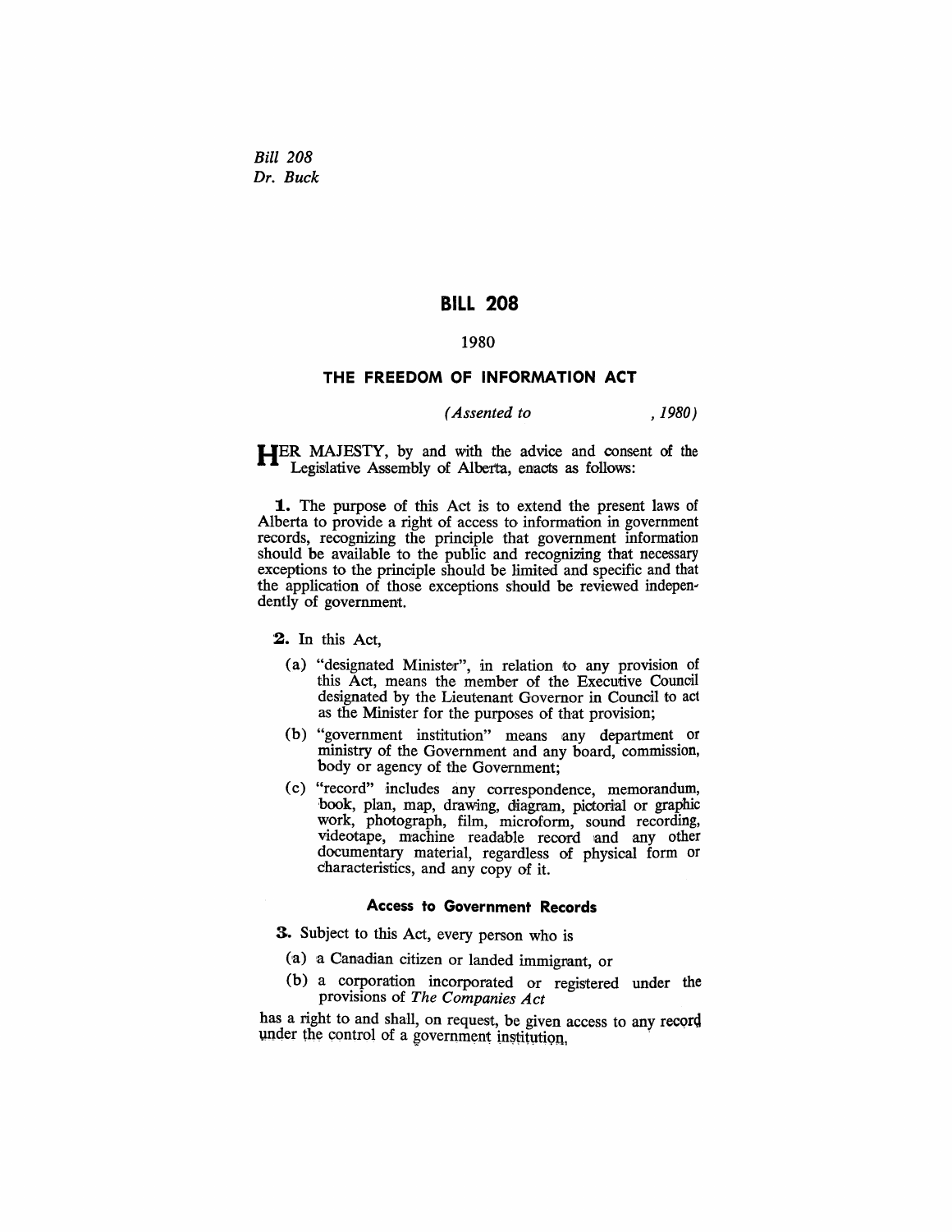*Bill 208*
*Dr. Buck*

# BILL 208

1980

## THE FREEDOM OF INFORMATION ACT

*(Assented to , 1980)*

HER MAJESTY, by and with the advice and consent of the Legislative Assembly of Alberta, enacts as follows:

**1.** The purpose of this Act is to extend the present laws of Alberta to provide a right of access to information in government records, recognizing the principle that government information should be available to the public and recognizing that necessary exceptions to the principle should be limited and specific and that the application of those exceptions should be reviewed independently of government.

**2.** In this Act,

(a) "designated Minister", in relation to any provision of this Act, means the member of the Executive Council designated by the Lieutenant Governor in Council to act as the Minister for the purposes of that provision;

(b) "government institution" means any department or ministry of the Government and any board, commission, body or agency of the Government;

(c) "record" includes any correspondence, memorandum, book, plan, map, drawing, diagram, pictorial or graphic work, photograph, film, microform, sound recording, videotape, machine readable record and any other documentary material, regardless of physical form or characteristics, and any copy of it.

### Access to Government Records

**3.** Subject to this Act, every person who is

(a) a Canadian citizen or landed immigrant, or

(b) a corporation incorporated or registered under the provisions of *The Companies Act*

has a right to and shall, on request, be given access to any record under the control of a government institution.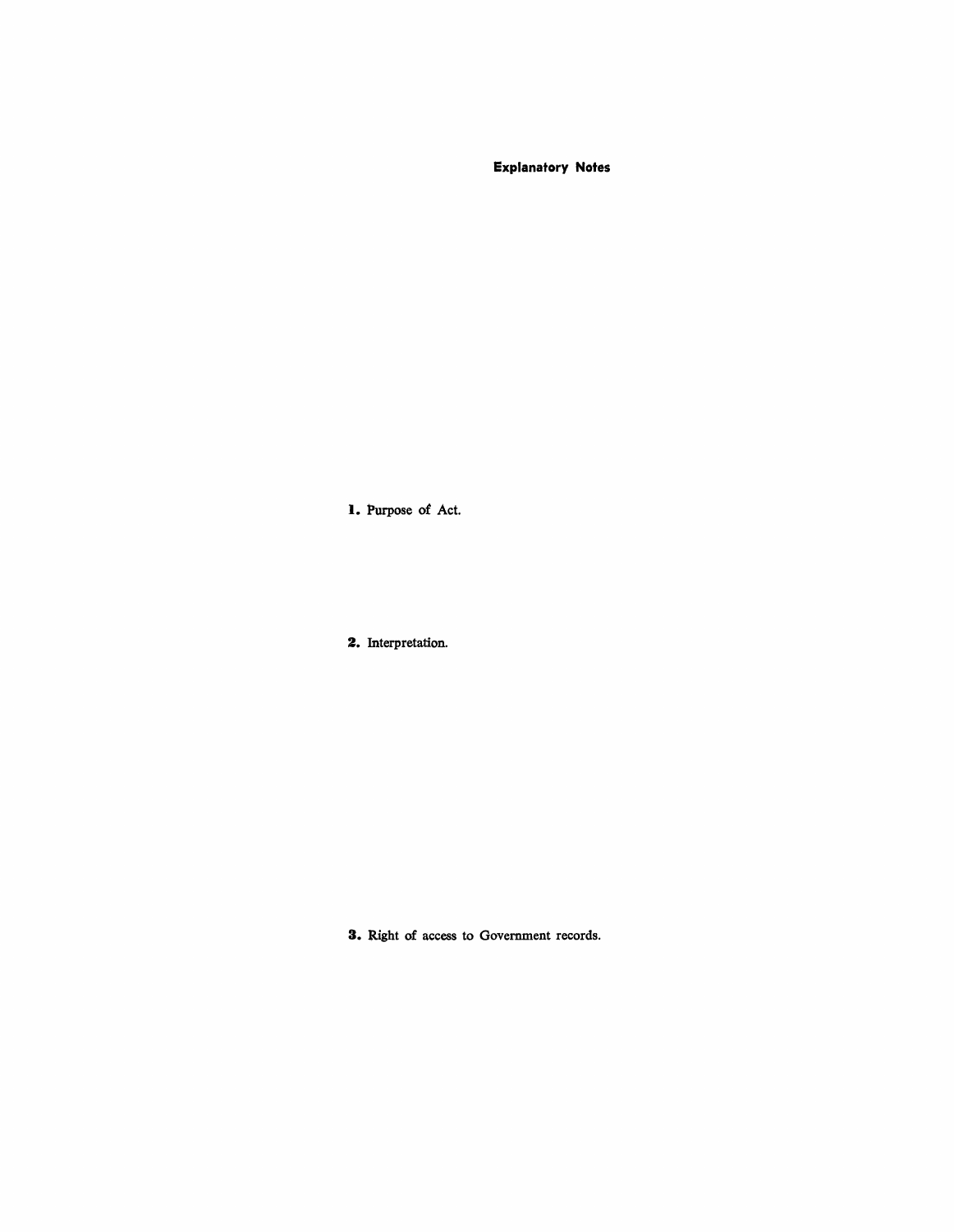## Explanatory Notes

**1.** Purpose of Act.

**2.** Interpretation.

**3.** Right of access to Government records.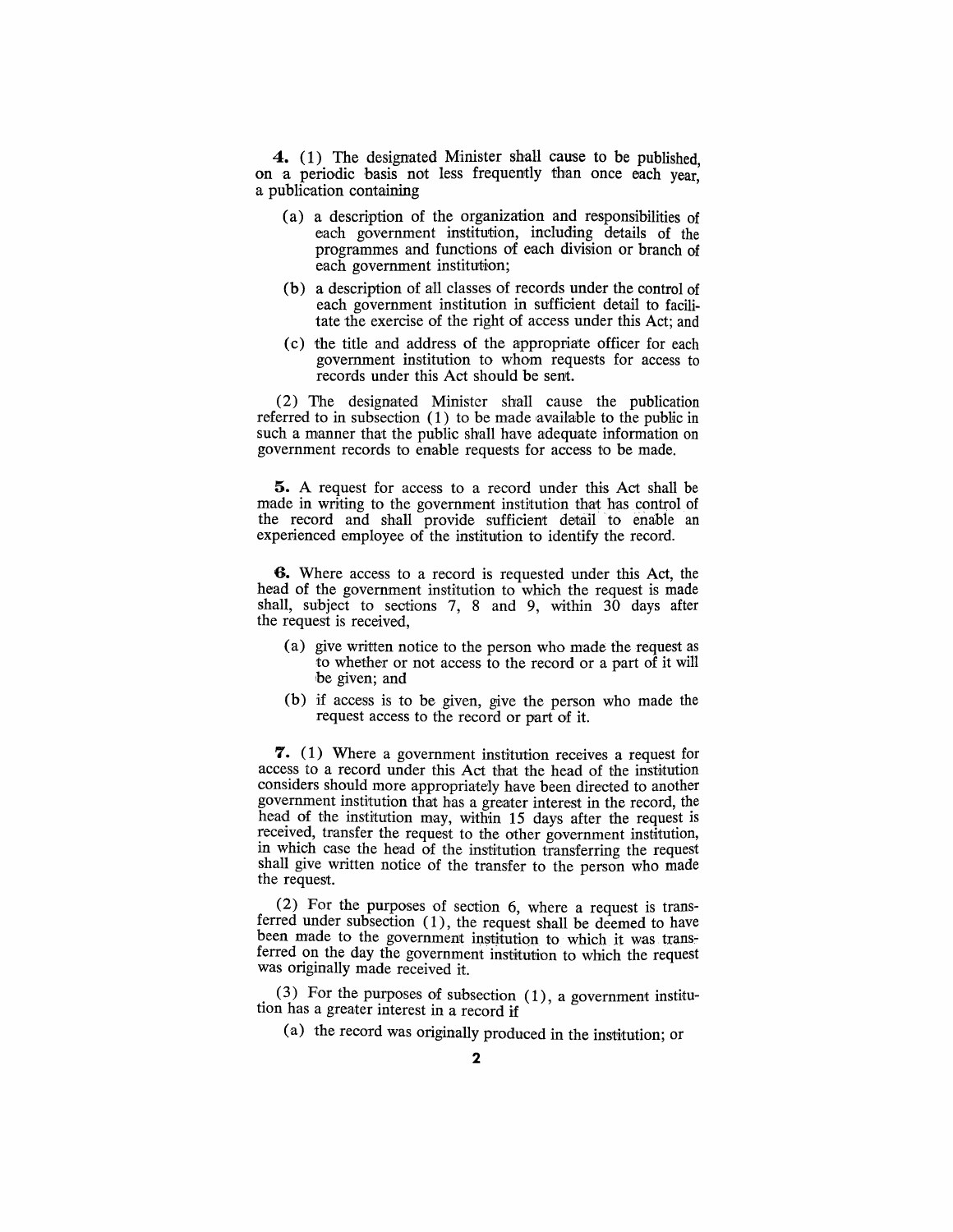**4.** (1) The designated Minister shall cause to be published, on a periodic basis not less frequently than once each year, a publication containing

(a) a description of the organization and responsibilities of each government institution, including details of the programmes and functions of each division or branch of each government institution;

(b) a description of all classes of records under the control of each government institution in sufficient detail to facilitate the exercise of the right of access under this Act; and

(c) the title and address of the appropriate officer for each government institution to whom requests for access to records under this Act should be sent.

(2) The designated Minister shall cause the publication referred to in subsection (1) to be made available to the public in such a manner that the public shall have adequate information on government records to enable requests for access to be made.

**5.** A request for access to a record under this Act shall be made in writing to the government institution that has control of the record and shall provide sufficient detail to enable an experienced employee of the institution to identify the record.

**6.** Where access to a record is requested under this Act, the head of the government institution to which the request is made shall, subject to sections 7, 8 and 9, within 30 days after the request is received,

(a) give written notice to the person who made the request as to whether or not access to the record or a part of it will be given; and

(b) if access is to be given, give the person who made the request access to the record or part of it.

**7.** (1) Where a government institution receives a request for access to a record under this Act that the head of the institution considers should more appropriately have been directed to another government institution that has a greater interest in the record, the head of the institution may, within 15 days after the request is received, transfer the request to the other government institution, in which case the head of the institution transferring the request shall give written notice of the transfer to the person who made the request.

(2) For the purposes of section 6, where a request is transferred under subsection (1), the request shall be deemed to have been made to the government institution to which it was transferred on the day the government institution to which the request was originally made received it.

(3) For the purposes of subsection (1), a government institution has a greater interest in a record if

(a) the record was originally produced in the institution; or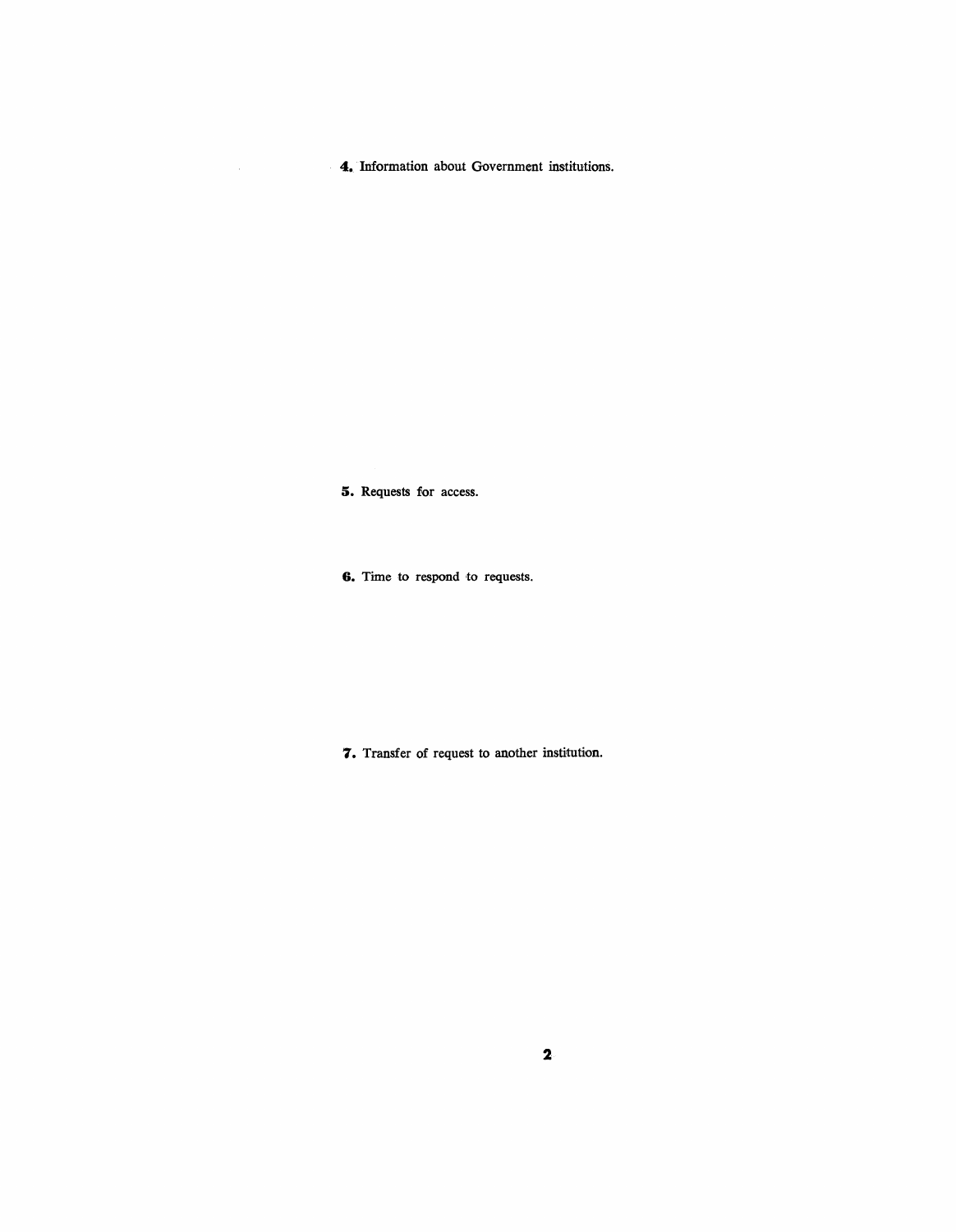**4.** Information about Government institutions.

**5.** Requests for access.

**6.** Time to respond to requests.

**7.** Transfer of request to another institution.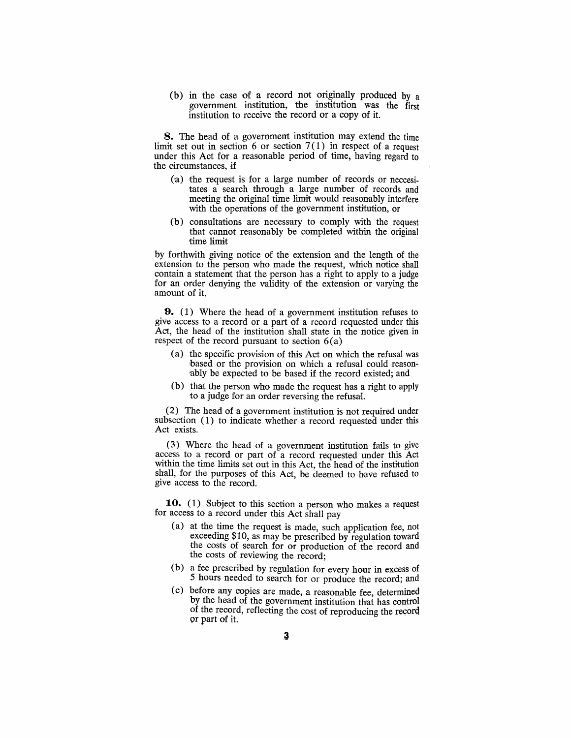(b) in the case of a record not originally produced by a government institution, the institution was the first institution to receive the record or a copy of it.

**8.** The head of a government institution may extend the time limit set out in section 6 or section 7(1) in respect of a request under this Act for a reasonable period of time, having regard to the circumstances, if

(a) the request is for a large number of records or neccesitates a search through a large number of records and meeting the original time limit would reasonably interfere with the operations of the government institution, or

(b) consultations are necessary to comply with the request that cannot reasonably be completed within the original time limit

by forthwith giving notice of the extension and the length of the extension to the person who made the request, which notice shall contain a statement that the person has a right to apply to a judge for an order denying the validity of the extension or varying the amount of it.

**9.** (1) Where the head of a government institution refuses to give access to a record or a part of a record requested under this Act, the head of the institution shall state in the notice given in respect of the record pursuant to section 6(a)

(a) the specific provision of this Act on which the refusal was based or the provision on which a refusal could reasonably be expected to be based if the record existed; and

(b) that the person who made the request has a right to apply to a judge for an order reversing the refusal.

(2) The head of a government institution is not required under subsection (1) to indicate whether a record requested under this Act exists.

(3) Where the head of a government institution fails to give access to a record or part of a record requested under this Act within the time limits set out in this Act, the head of the institution shall, for the purposes of this Act, be deemed to have refused to give access to the record.

**10.** (1) Subject to this section a person who makes a request for access to a record under this Act shall pay

(a) at the time the request is made, such application fee, not exceeding $10, as may be prescribed by regulation toward the costs of search for or production of the record and the costs of reviewing the record;

(b) a fee prescribed by regulation for every hour in excess of 5 hours needed to search for or produce the record; and

(c) before any copies are made, a reasonable fee, determined by the head of the government institution that has control of the record, reflecting the cost of reproducing the record or part of it.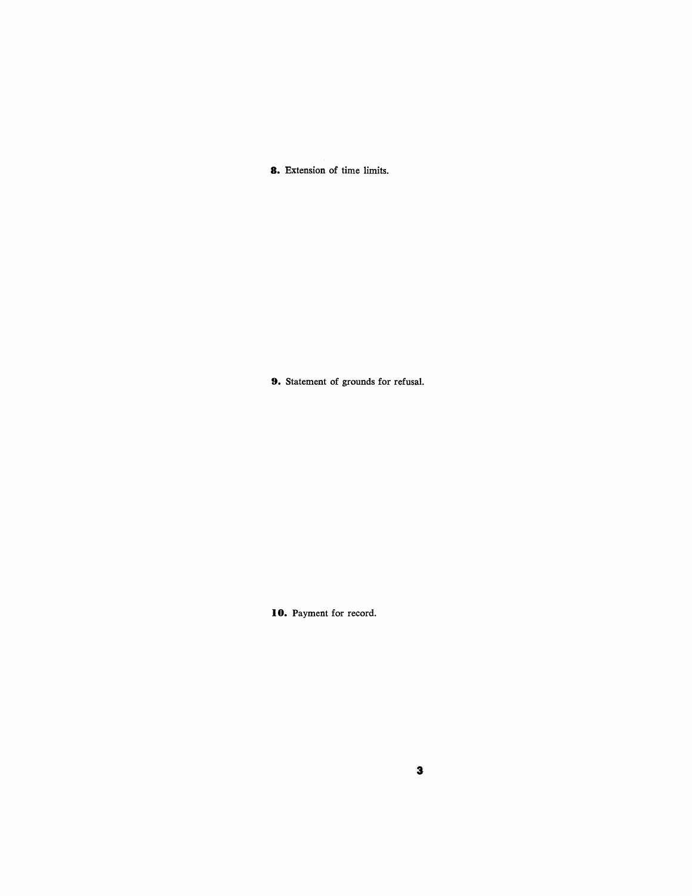**8.** Extension of time limits.

**9.** Statement of grounds for refusal.

**10.** Payment for record.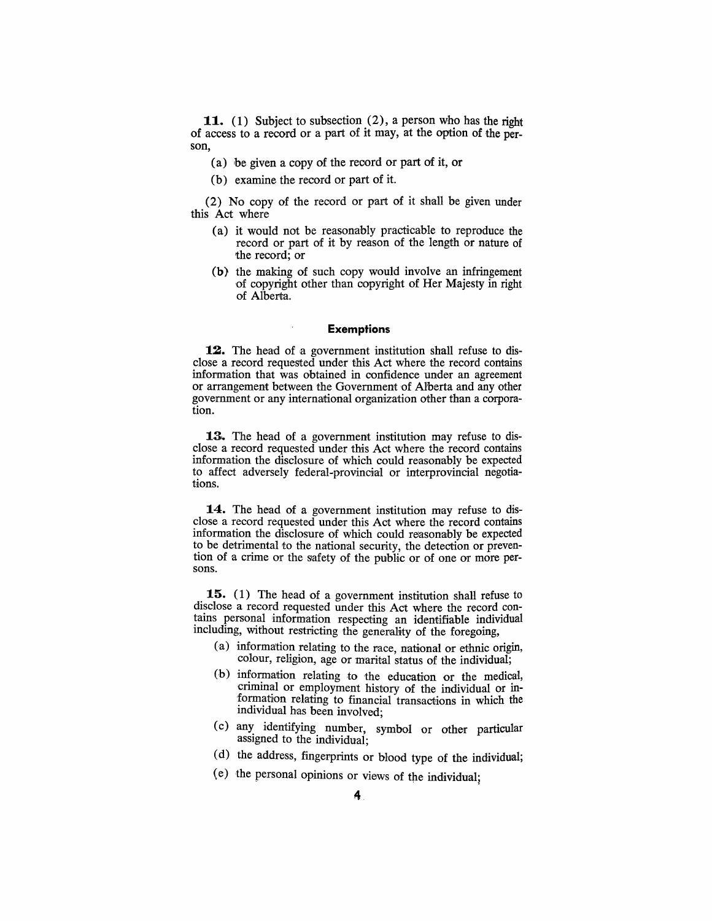**11.** (1) Subject to subsection (2), a person who has the right of access to a record or a part of it may, at the option of the person,

(a) be given a copy of the record or part of it, or

(b) examine the record or part of it.

(2) No copy of the record or part of it shall be given under this Act where

(a) it would not be reasonably practicable to reproduce the record or part of it by reason of the length or nature of the record; or

(b) the making of such copy would involve an infringement of copyright other than copyright of Her Majesty in right of Alberta.

### Exemptions

**12.** The head of a government institution shall refuse to disclose a record requested under this Act where the record contains information that was obtained in confidence under an agreement or arrangement between the Government of Alberta and any other government or any international organization other than a corporation.

**13.** The head of a government institution may refuse to disclose a record requested under this Act where the record contains information the disclosure of which could reasonably be expected to affect adversely federal-provincial or interprovincial negotiations.

**14.** The head of a government institution may refuse to disclose a record requested under this Act where the record contains information the disclosure of which could reasonably be expected to be detrimental to the national security, the detection or prevention of a crime or the safety of the public or of one or more persons.

**15.** (1) The head of a government institution shall refuse to disclose a record requested under this Act where the record contains personal information respecting an identifiable individual including, without restricting the generality of the foregoing,

(a) information relating to the race, national or ethnic origin, colour, religion, age or marital status of the individual;

(b) information relating to the education or the medical, criminal or employment history of the individual or information relating to financial transactions in which the individual has been involved;

(c) any identifying number, symbol or other particular assigned to the individual;

(d) the address, fingerprints or blood type of the individual;

(e) the personal opinions or views of the individual;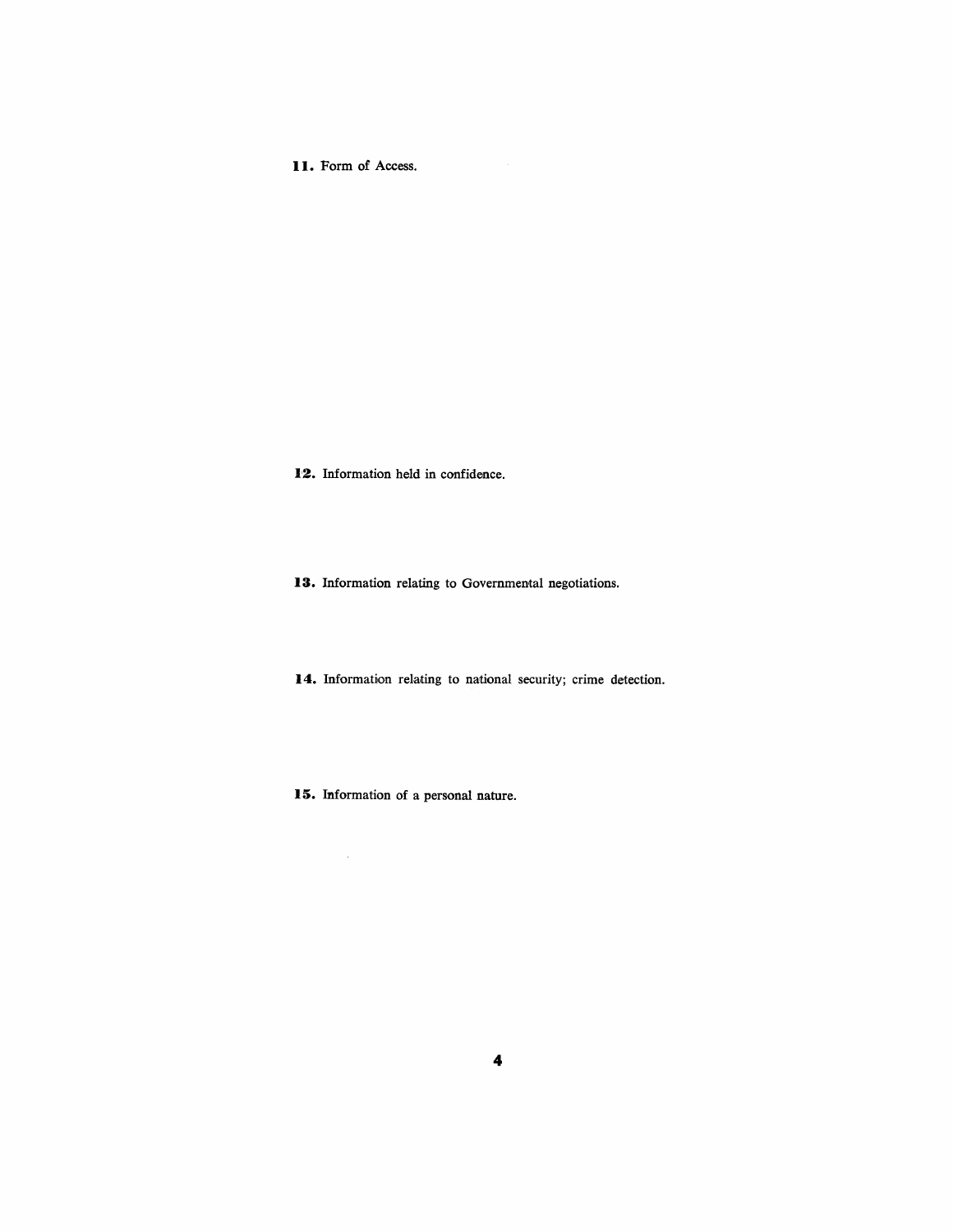**11.** Form of Access.

**12.** Information held in confidence.

**13.** Information relating to Governmental negotiations.

**14.** Information relating to national security; crime detection.

**15.** Information of a personal nature.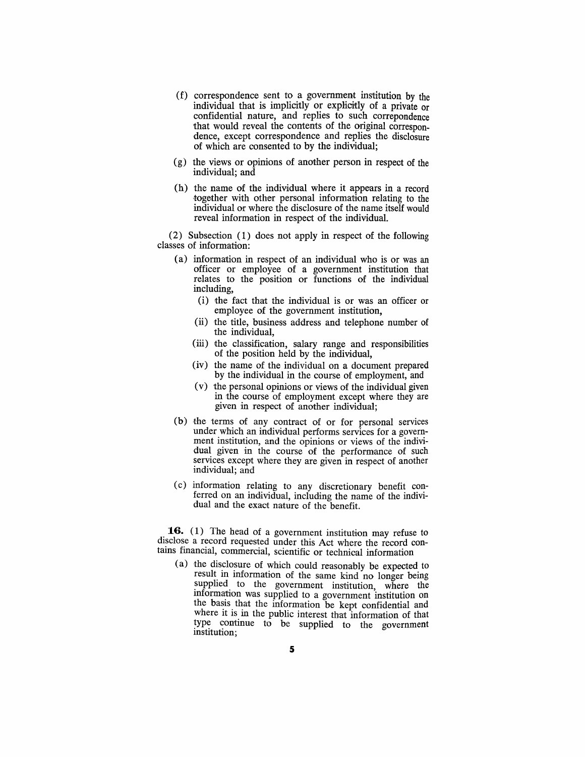(f) correspondence sent to a government institution by the individual that is implicitly or explicitly of a private or confidential nature, and replies to such correpondence that would reveal the contents of the original correspondence, except correspondence and replies the disclosure of which are consented to by the individual;

(g) the views or opinions of another person in respect of the individual; and

(h) the name of the individual where it appears in a record together with other personal information relating to the individual or where the disclosure of the name itself would reveal information in respect of the individual.

(2) Subsection (1) does not apply in respect of the following classes of information:

(a) information in respect of an individual who is or was an officer or employee of a government institution that relates to the position or functions of the individual including,

(i) the fact that the individual is or was an officer or employee of the government institution,

(ii) the title, business address and telephone number of the individual,

(iii) the classification, salary range and responsibilities of the position held by the individual,

(iv) the name of the individual on a document prepared by the individual in the course of employment, and

(v) the personal opinions or views of the individual given in the course of employment except where they are given in respect of another individual;

(b) the terms of any contract of or for personal services under which an individual performs services for a government institution, and the opinions or views of the individual given in the course of the performance of such services except where they are given in respect of another individual; and

(c) information relating to any discretionary benefit conferred on an individual, including the name of the individual and the exact nature of the benefit.

**16.** (1) The head of a government institution may refuse to disclose a record requested under this Act where the record contains financial, commercial, scientific or technical information

(a) the disclosure of which could reasonably be expected to result in information of the same kind no longer being supplied to the government institution, where the information was supplied to a government institution on the basis that the information be kept confidential and where it is in the public interest that information of that type continue to be supplied to the government institution;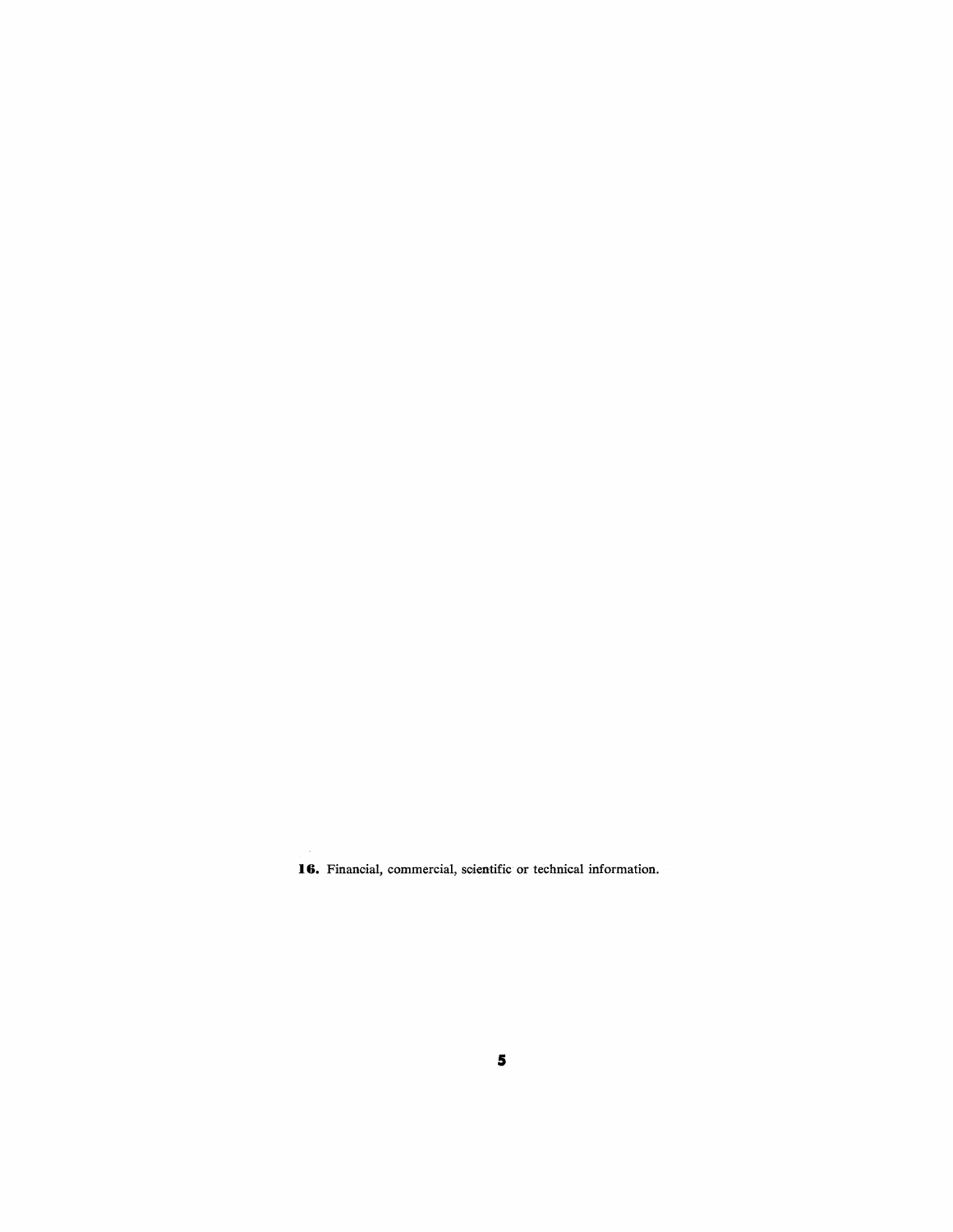**16.** Financial, commercial, scientific or technical information.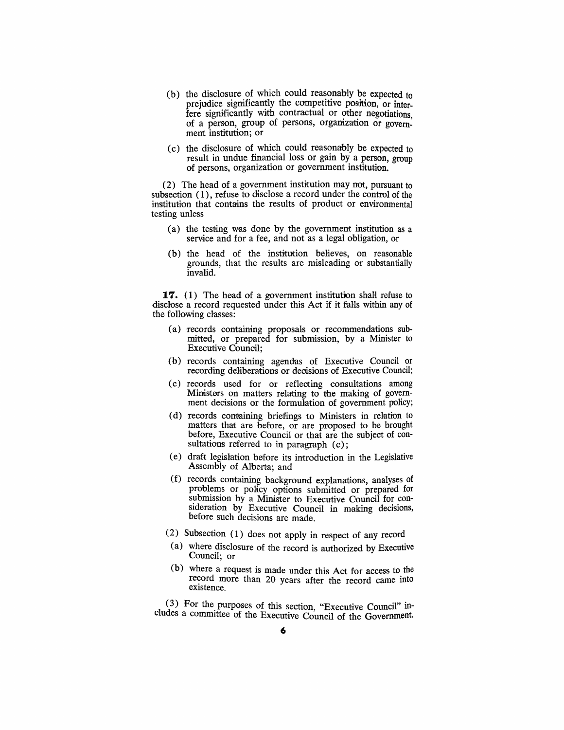(b) the disclosure of which could reasonably be expected to prejudice significantly the competitive position, or interfere significantly with contractual or other negotiations, of a person, group of persons, organization or government institution; or

(c) the disclosure of which could reasonably be expected to result in undue financial loss or gain by a person, group of persons, organization or government institution.

(2) The head of a government institution may not, pursuant to subsection (1), refuse to disclose a record under the control of the institution that contains the results of product or environmental testing unless

(a) the testing was done by the government institution as a service and for a fee, and not as a legal obligation, or

(b) the head of the institution believes, on reasonable grounds, that the results are misleading or substantially invalid.

**17.** (1) The head of a government institution shall refuse to disclose a record requested under this Act if it falls within any of the following classes:

(a) records containing proposals or recommendations submitted, or prepared for submission, by a Minister to Executive Council;

(b) records containing agendas of Executive Council or recording deliberations or decisions of Executive Council;

(c) records used for or reflecting consultations among Ministers on matters relating to the making of government decisions or the formulation of government policy;

(d) records containing briefings to Ministers in relation to matters that are before, or are proposed to be brought before, Executive Council or that are the subject of consultations referred to in paragraph (c);

(e) draft legislation before its introduction in the Legislative Assembly of Alberta; and

(f) records containing background explanations, analyses of problems or policy options submitted or prepared for submission by a Minister to Executive Council for consideration by Executive Council in making decisions, before such decisions are made.

(2) Subsection (1) does not apply in respect of any record

(a) where disclosure of the record is authorized by Executive Council; or

(b) where a request is made under this Act for access to the record more than 20 years after the record came into existence.

(3) For the purposes of this section, "Executive Council" includes a committee of the Executive Council of the Government.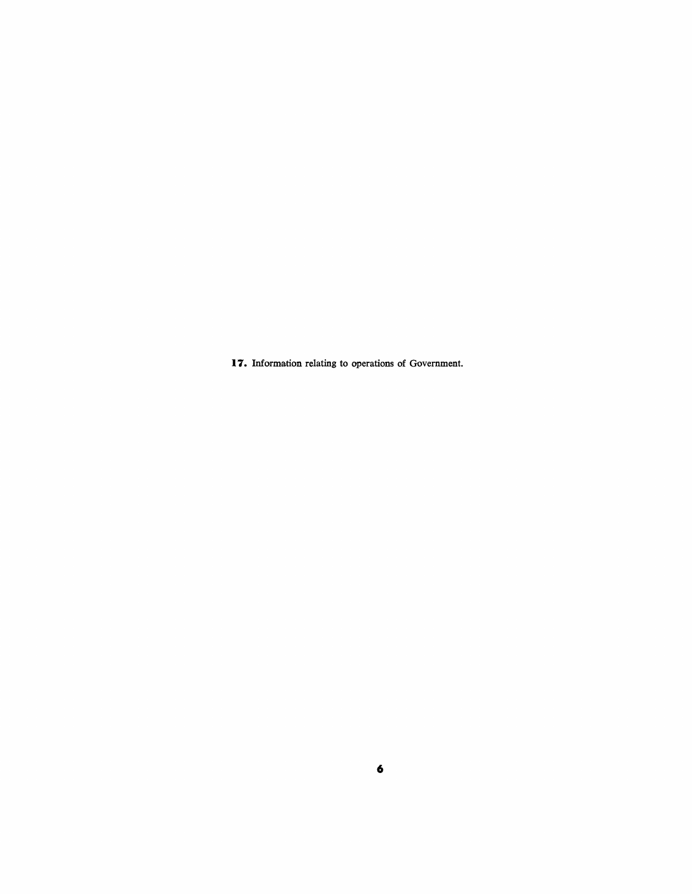**17.** Information relating to operations of Government.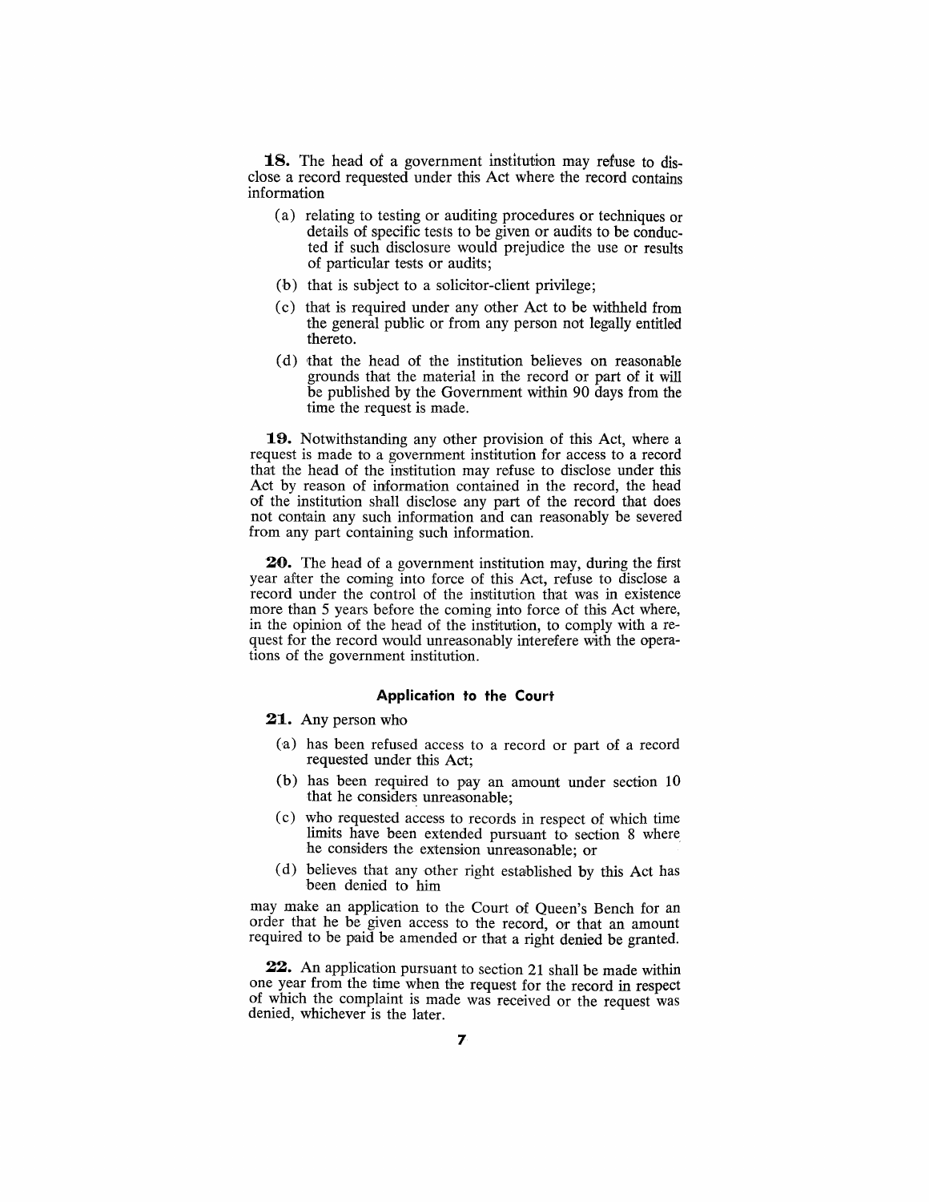**18.** The head of a government institution may refuse to disclose a record requested under this Act where the record contains information

(a) relating to testing or auditing procedures or techniques or details of specific tests to be given or audits to be conducted if such disclosure would prejudice the use or results of particular tests or audits;

(b) that is subject to a solicitor-client privilege;

(c) that is required under any other Act to be withheld from the general public or from any person not legally entitled thereto.

(d) that the head of the institution believes on reasonable grounds that the material in the record or part of it will be published by the Government within 90 days from the time the request is made.

**19.** Notwithstanding any other provision of this Act, where a request is made to a government institution for access to a record that the head of the institution may refuse to disclose under this Act by reason of information contained in the record, the head of the institution shall disclose any part of the record that does not contain any such information and can reasonably be severed from any part containing such information.

**20.** The head of a government institution may, during the first year after the coming into force of this Act, refuse to disclose a record under the control of the institution that was in existence more than 5 years before the coming into force of this Act where, in the opinion of the head of the institution, to comply with a request for the record would unreasonably interefere with the operations of the government institution.

### Application to the Court

**21.** Any person who

(a) has been refused access to a record or part of a record requested under this Act;

(b) has been required to pay an amount under section 10 that he considers unreasonable;

(c) who requested access to records in respect of which time limits have been extended pursuant to section 8 where he considers the extension unreasonable; or

(d) believes that any other right established by this Act has been denied to him

may make an application to the Court of Queen's Bench for an order that he be given access to the record, or that an amount required to be paid be amended or that a right denied be granted.

**22.** An application pursuant to section 21 shall be made within one year from the time when the request for the record in respect of which the complaint is made was received or the request was denied, whichever is the later.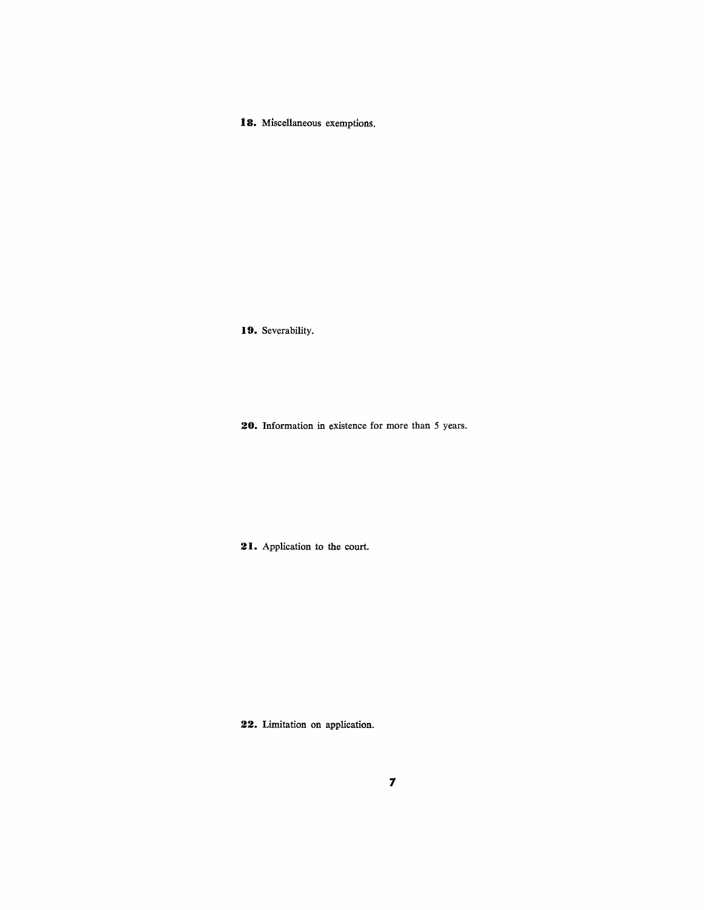**18.** Miscellaneous exemptions.

**19.** Severability.

**20.** Information in existence for more than 5 years.

**21.** Application to the court.

**22.** Limitation on application.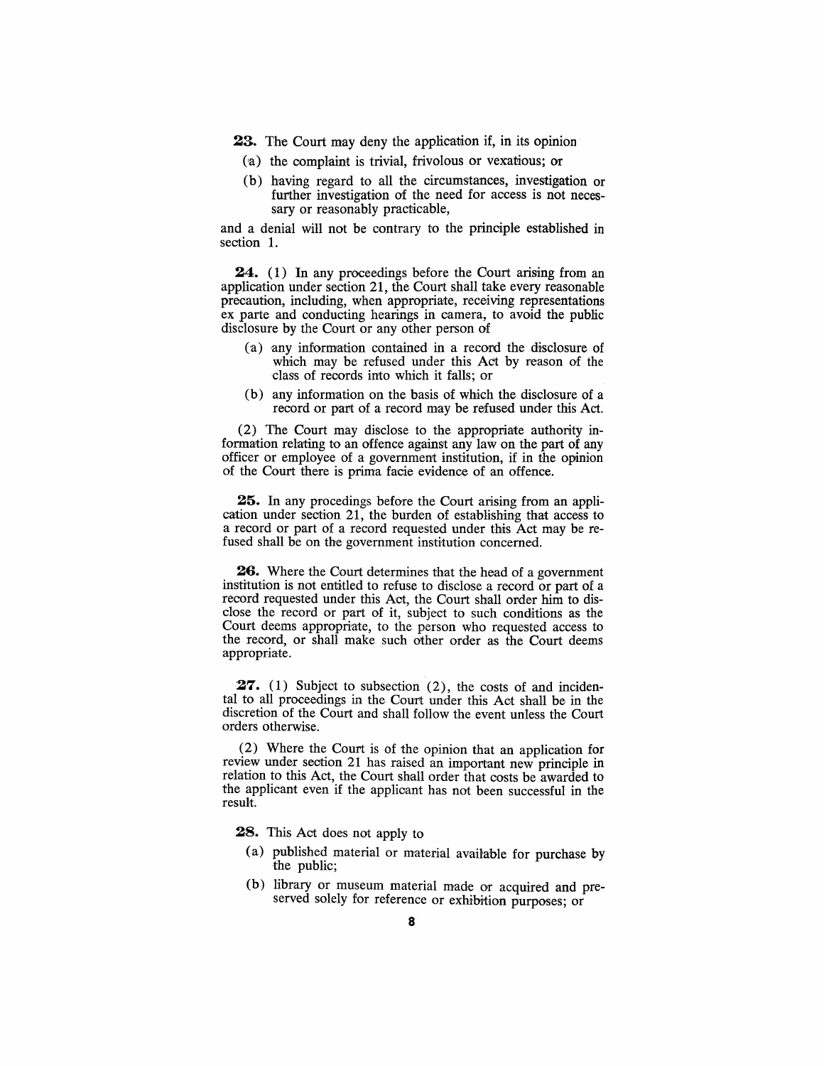**23.** The Court may deny the application if, in its opinion

(a) the complaint is trivial, frivolous or vexatious; or

(b) having regard to all the circumstances, investigation or further investigation of the need for access is not necessary or reasonably practicable,

and a denial will not be contrary to the principle established in section 1.

**24.** (1) In any proceedings before the Court arising from an application under section 21, the Court shall take every reasonable precaution, including, when appropriate, receiving representations ex parte and conducting hearings in camera, to avoid the public disclosure by the Court or any other person of

(a) any information contained in a record the disclosure of which may be refused under this Act by reason of the class of records into which it falls; or

(b) any information on the basis of which the disclosure of a record or part of a record may be refused under this Act.

(2) The Court may disclose to the appropriate authority information relating to an offence against any law on the part of any officer or employee of a government institution, if in the opinion of the Court there is prima facie evidence of an offence.

**25.** In any procedings before the Court arising from an application under section 21, the burden of establishing that access to a record or part of a record requested under this Act may be refused shall be on the government institution concerned.

**26.** Where the Court determines that the head of a government institution is not entitled to refuse to disclose a record or part of a record requested under this Act, the Court shall order him to disclose the record or part of it, subject to such conditions as the Court deems appropriate, to the person who requested access to the record, or shall make such other order as the Court deems appropriate.

**27.** (1) Subject to subsection (2), the costs of and incidental to all proceedings in the Court under this Act shall be in the discretion of the Court and shall follow the event unless the Court orders otherwise.

(2) Where the Court is of the opinion that an application for review under section 21 has raised an important new principle in relation to this Act, the Court shall order that costs be awarded to the applicant even if the applicant has not been successful in the result.

**28.** This Act does not apply to

(a) published material or material available for purchase by the public;

(b) library or museum material made or acquired and preserved solely for reference or exhibition purposes; or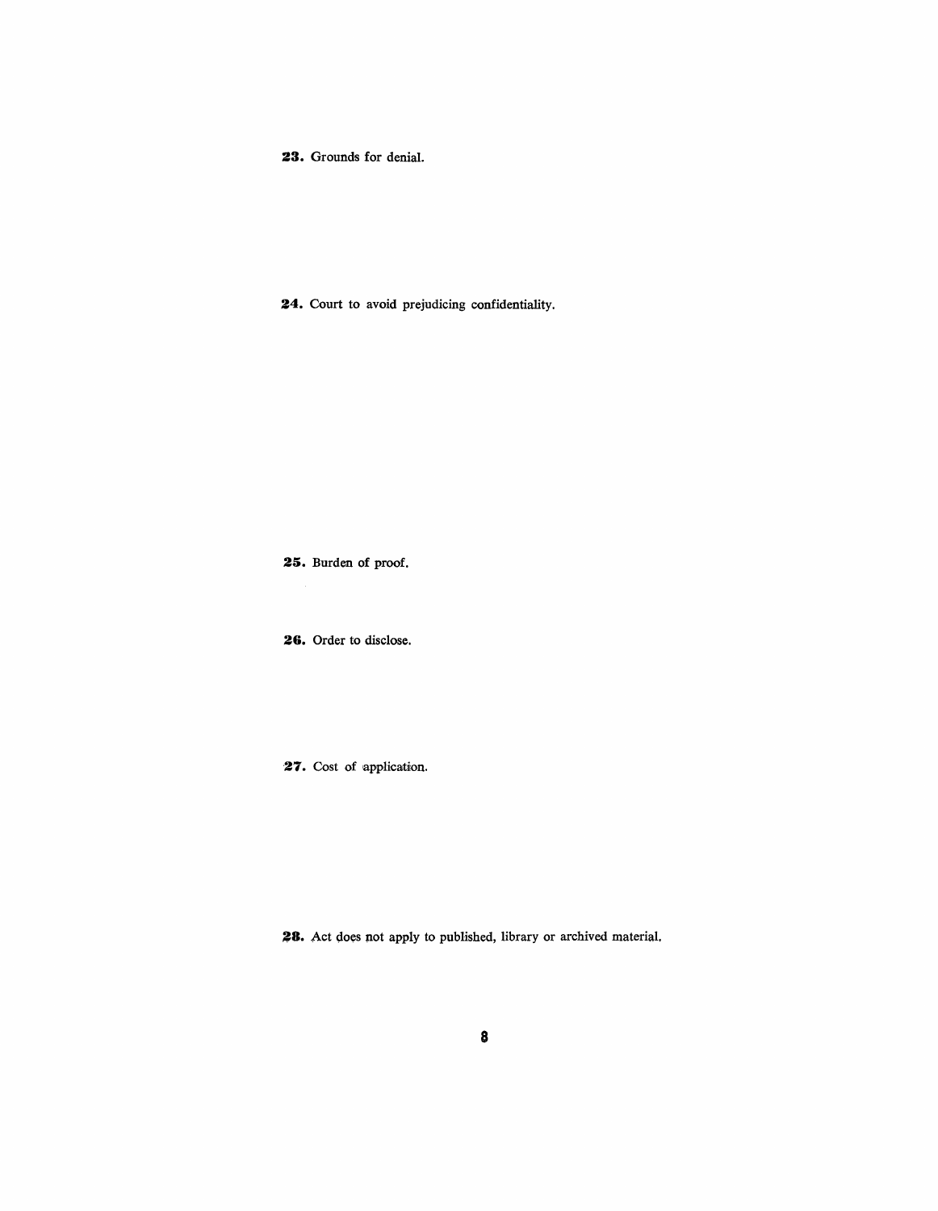**23.** Grounds for denial.

**24.** Court to avoid prejudicing confidentiality.

**25.** Burden of proof.

**26.** Order to disclose.

**27.** Cost of application.

**28.** Act does not apply to published, library or archived material.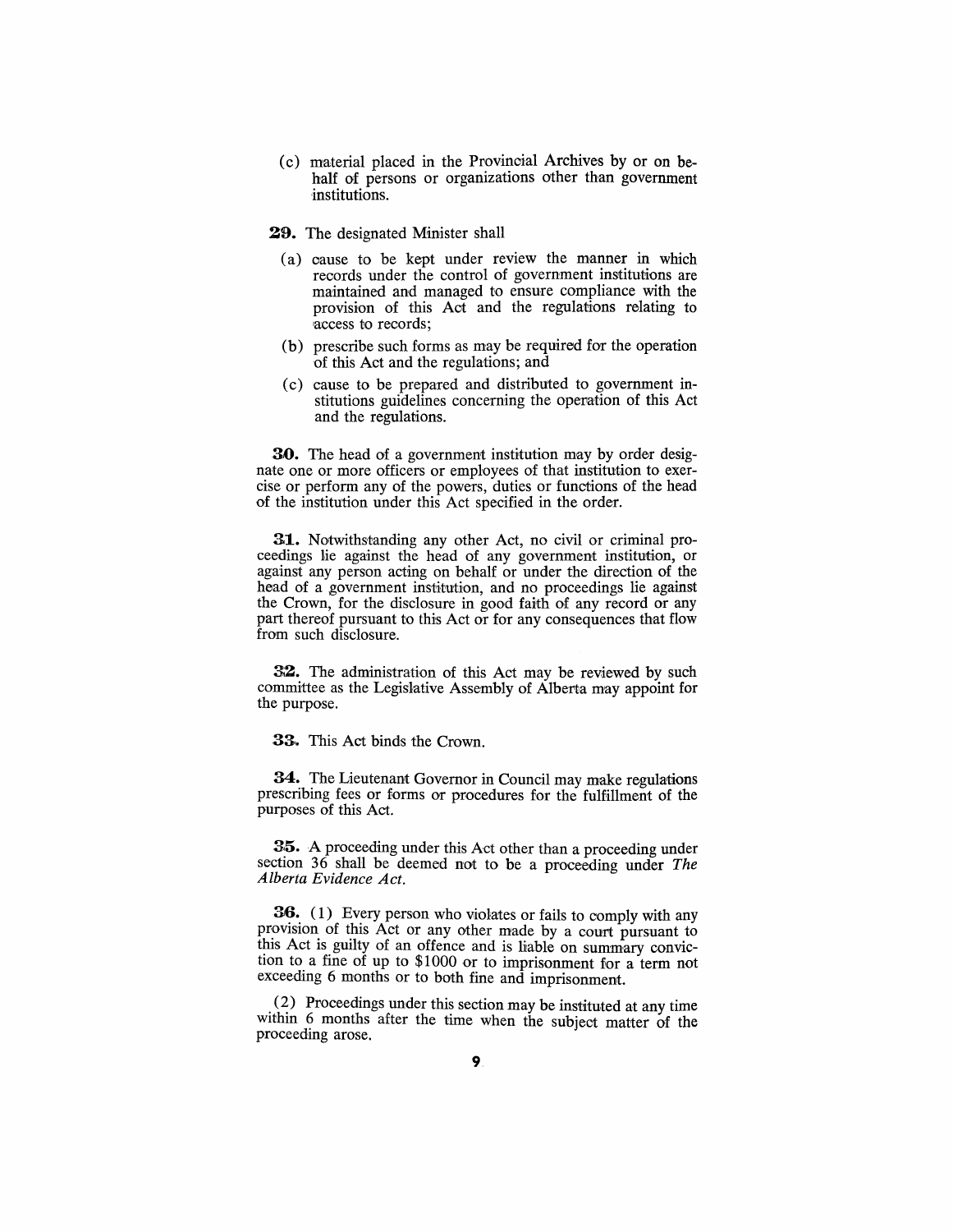(c) material placed in the Provincial Archives by or on behalf of persons or organizations other than government institutions.

**29.** The designated Minister shall

(a) cause to be kept under review the manner in which records under the control of government institutions are maintained and managed to ensure compliance with the provision of this Act and the regulations relating to access to records;

(b) prescribe such forms as may be required for the operation of this Act and the regulations; and

(c) cause to be prepared and distributed to government institutions guidelines concerning the operation of this Act and the regulations.

**30.** The head of a government institution may by order designate one or more officers or employees of that institution to exercise or perform any of the powers, duties or functions of the head of the institution under this Act specified in the order.

**31.** Notwithstanding any other Act, no civil or criminal proceedings lie against the head of any government institution, or against any person acting on behalf or under the direction of the head of a government institution, and no proceedings lie against the Crown, for the disclosure in good faith of any record or any part thereof pursuant to this Act or for any consequences that flow from such disclosure.

**32.** The administration of this Act may be reviewed by such committee as the Legislative Assembly of Alberta may appoint for the purpose.

**33.** This Act binds the Crown.

**34.** The Lieutenant Governor in Council may make regulations prescribing fees or forms or procedures for the fulfillment of the purposes of this Act.

**35.** A proceeding under this Act other than a proceeding under section 36 shall be deemed not to be a proceeding under *The Alberta Evidence Act*.

**36.** (1) Every person who violates or fails to comply with any provision of this Act or any other made by a court pursuant to this Act is guilty of an offence and is liable on summary conviction to a fine of up to $1000 or to imprisonment for a term not exceeding 6 months or to both fine and imprisonment.

(2) Proceedings under this section may be instituted at any time within 6 months after the time when the subject matter of the proceeding arose.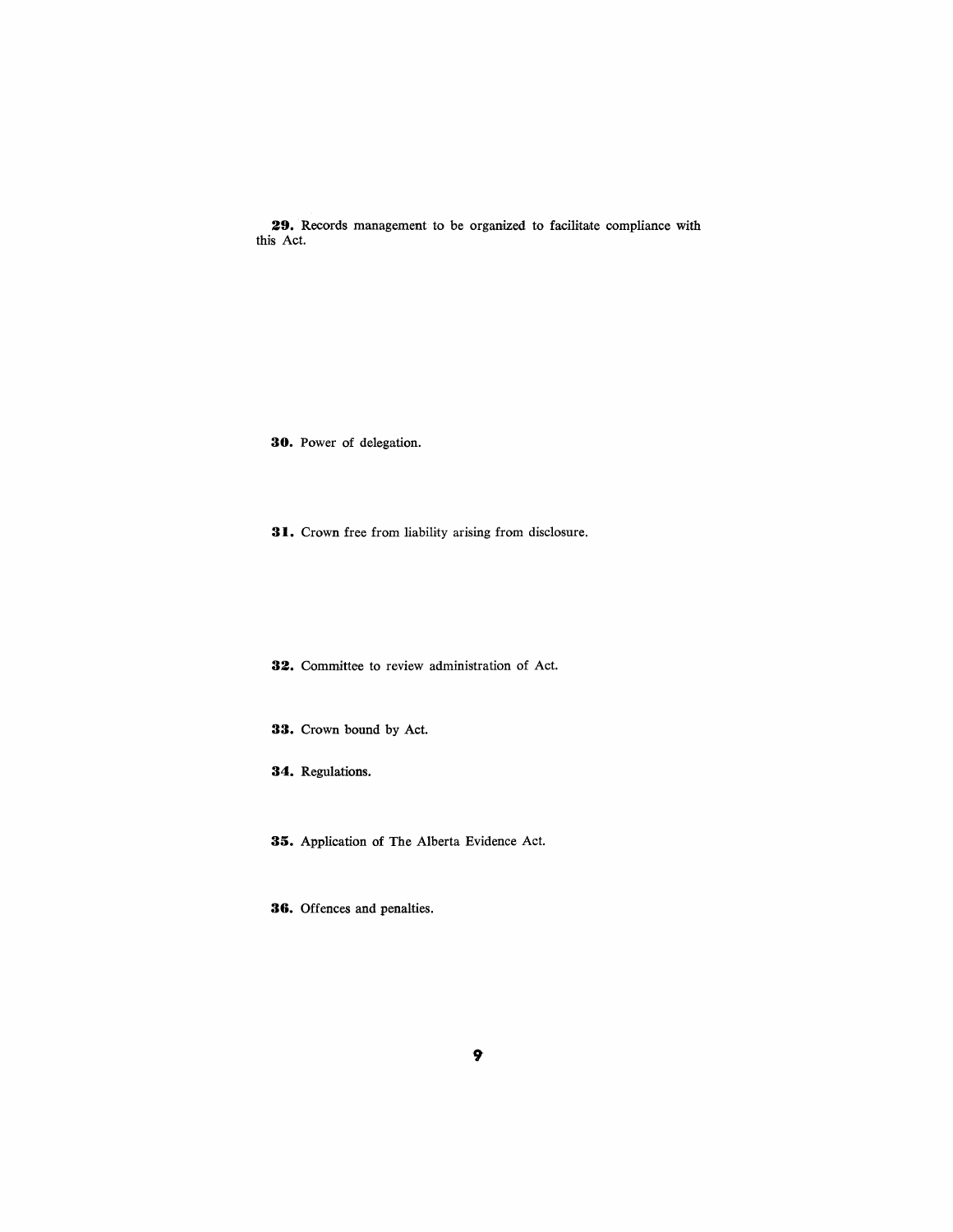**29.** Records management to be organized to facilitate compliance with this Act.

**30.** Power of delegation.

**31.** Crown free from liability arising from disclosure.

**32.** Committee to review administration of Act.

**33.** Crown bound by Act.

**34.** Regulations.

**35.** Application of The Alberta Evidence Act.

**36.** Offences and penalties.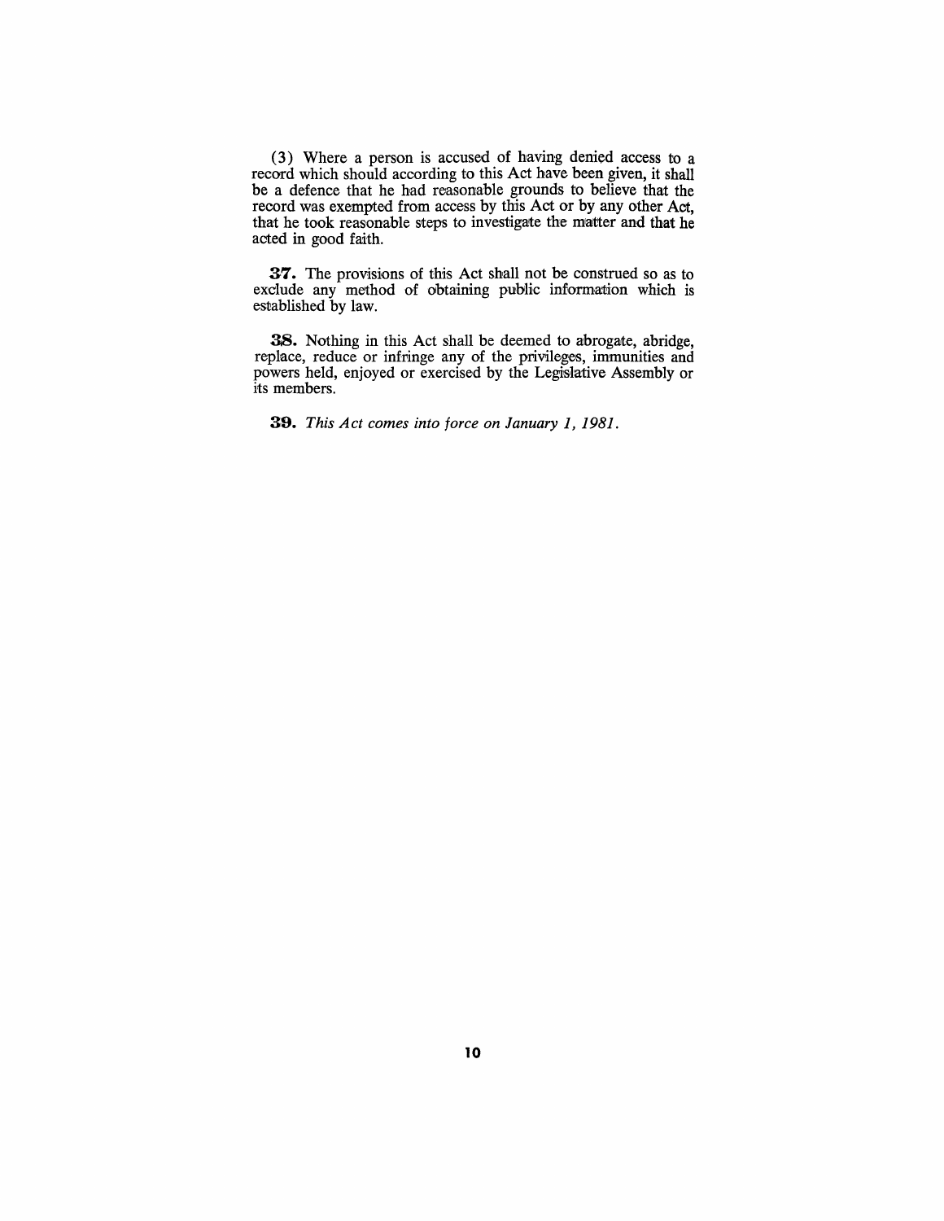(3) Where a person is accused of having denied access to a record which should according to this Act have been given, it shall be a defence that he had reasonable grounds to believe that the record was exempted from access by this Act or by any other Act, that he took reasonable steps to investigate the matter and that he acted in good faith.

**37.** The provisions of this Act shall not be construed so as to exclude any method of obtaining public information which is established by law.

**38.** Nothing in this Act shall be deemed to abrogate, abridge, replace, reduce or infringe any of the privileges, immunities and powers held, enjoyed or exercised by the Legislative Assembly or its members.

**39.** *This Act comes into force on January 1, 1981.*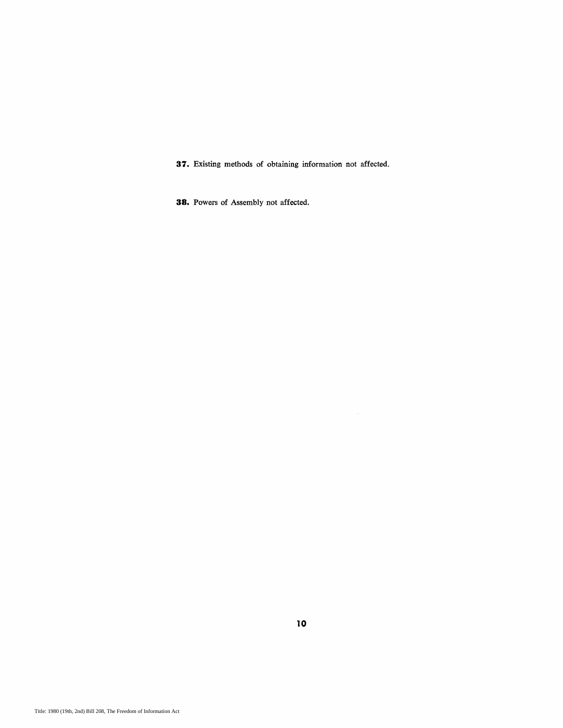**37.** Existing methods of obtaining information not affected.

**38.** Powers of Assembly not affected.